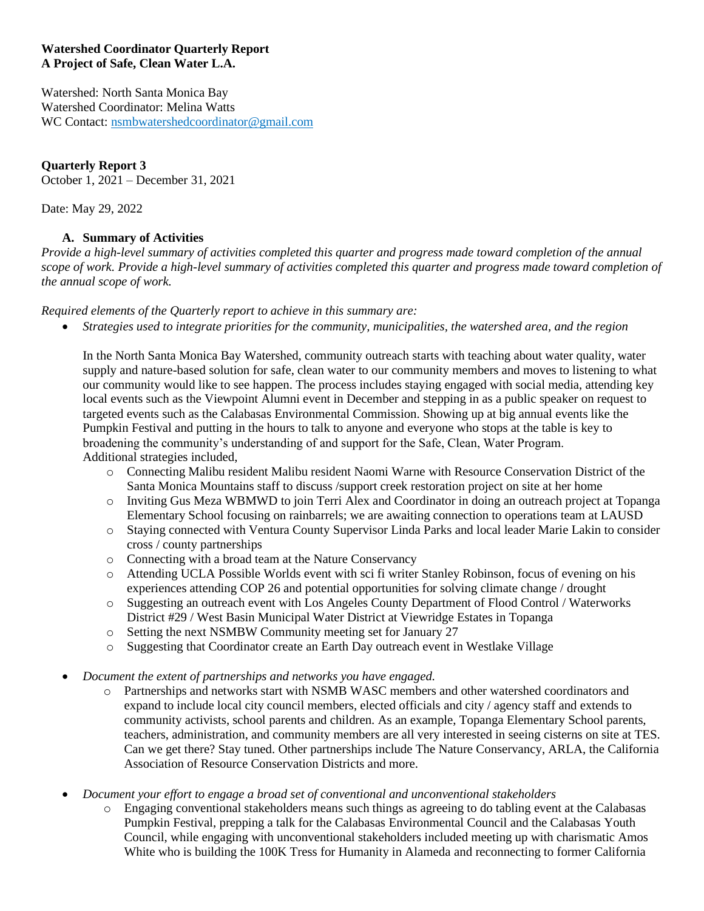**Watershed Coordinator Quarterly Report**
**A Project of Safe, Clean Water L.A.**

Watershed: North Santa Monica Bay
Watershed Coordinator: Melina Watts
WC Contact: [nsmbwatershedcoordinator@gmail.com](mailto:nsmbwatershedcoordinator@gmail.com)

**Quarterly Report 3**
October 1, 2021 – December 31, 2021

Date: May 29, 2022

## A. Summary of Activities

*Provide a high-level summary of activities completed this quarter and progress made toward completion of the annual scope of work. Provide a high-level summary of activities completed this quarter and progress made toward completion of the annual scope of work.*

*Required elements of the Quarterly report to achieve in this summary are:*

- *Strategies used to integrate priorities for the community, municipalities, the watershed area, and the region*

  In the North Santa Monica Bay Watershed, community outreach starts with teaching about water quality, water supply and nature-based solution for safe, clean water to our community members and moves to listening to what our community would like to see happen. The process includes staying engaged with social media, attending key local events such as the Viewpoint Alumni event in December and stepping in as a public speaker on request to targeted events such as the Calabasas Environmental Commission. Showing up at big annual events like the Pumpkin Festival and putting in the hours to talk to anyone and everyone who stops at the table is key to broadening the community's understanding of and support for the Safe, Clean, Water Program.
  Additional strategies included,
  - Connecting Malibu resident Malibu resident Naomi Warne with Resource Conservation District of the Santa Monica Mountains staff to discuss /support creek restoration project on site at her home
  - Inviting Gus Meza WBMWD to join Terri Alex and Coordinator in doing an outreach project at Topanga Elementary School focusing on rainbarrels; we are awaiting connection to operations team at LAUSD
  - Staying connected with Ventura County Supervisor Linda Parks and local leader Marie Lakin to consider cross / county partnerships
  - Connecting with a broad team at the Nature Conservancy
  - Attending UCLA Possible Worlds event with sci fi writer Stanley Robinson, focus of evening on his experiences attending COP 26 and potential opportunities for solving climate change / drought
  - Suggesting an outreach event with Los Angeles County Department of Flood Control / Waterworks District #29 / West Basin Municipal Water District at Viewridge Estates in Topanga
  - Setting the next NSMBW Community meeting set for January 27
  - Suggesting that Coordinator create an Earth Day outreach event in Westlake Village

- *Document the extent of partnerships and networks you have engaged.*
  - Partnerships and networks start with NSMB WASC members and other watershed coordinators and expand to include local city council members, elected officials and city / agency staff and extends to community activists, school parents and children. As an example, Topanga Elementary School parents, teachers, administration, and community members are all very interested in seeing cisterns on site at TES. Can we get there? Stay tuned. Other partnerships include The Nature Conservancy, ARLA, the California Association of Resource Conservation Districts and more.

- *Document your effort to engage a broad set of conventional and unconventional stakeholders*
  - Engaging conventional stakeholders means such things as agreeing to do tabling event at the Calabasas Pumpkin Festival, prepping a talk for the Calabasas Environmental Council and the Calabasas Youth Council, while engaging with unconventional stakeholders included meeting up with charismatic Amos White who is building the 100K Tress for Humanity in Alameda and reconnecting to former California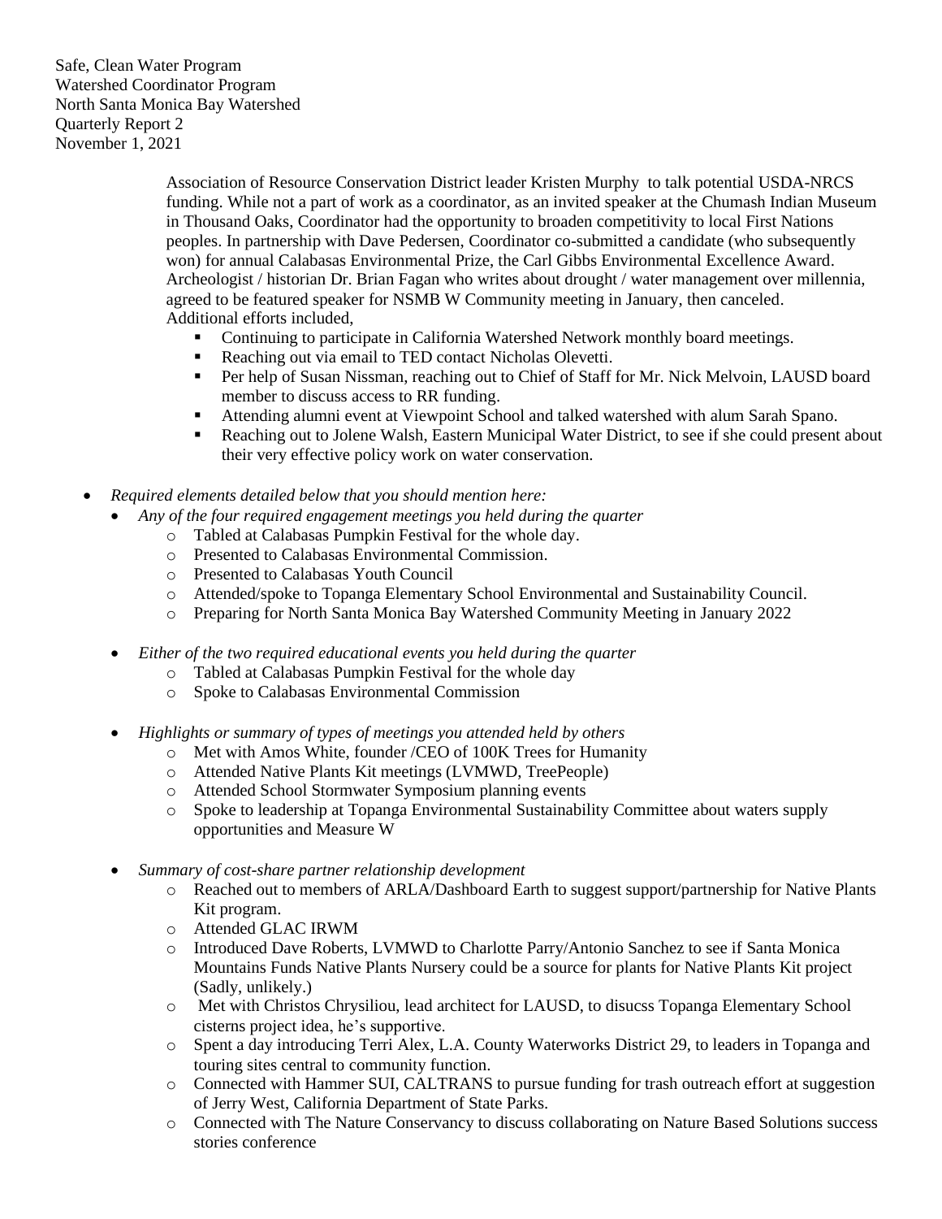Safe, Clean Water Program
Watershed Coordinator Program
North Santa Monica Bay Watershed
Quarterly Report 2
November 1, 2021

Association of Resource Conservation District leader Kristen Murphy to talk potential USDA-NRCS funding. While not a part of work as a coordinator, as an invited speaker at the Chumash Indian Museum in Thousand Oaks, Coordinator had the opportunity to broaden competitivity to local First Nations peoples. In partnership with Dave Pedersen, Coordinator co-submitted a candidate (who subsequently won) for annual Calabasas Environmental Prize, the Carl Gibbs Environmental Excellence Award. Archeologist / historian Dr. Brian Fagan who writes about drought / water management over millennia, agreed to be featured speaker for NSMB W Community meeting in January, then canceled. Additional efforts included,

- Continuing to participate in California Watershed Network monthly board meetings.
- Reaching out via email to TED contact Nicholas Olevetti.
- Per help of Susan Nissman, reaching out to Chief of Staff for Mr. Nick Melvoin, LAUSD board member to discuss access to RR funding.
- Attending alumni event at Viewpoint School and talked watershed with alum Sarah Spano.
- Reaching out to Jolene Walsh, Eastern Municipal Water District, to see if she could present about their very effective policy work on water conservation.

- *Required elements detailed below that you should mention here:*
  - *Any of the four required engagement meetings you held during the quarter*
    - Tabled at Calabasas Pumpkin Festival for the whole day.
    - Presented to Calabasas Environmental Commission.
    - Presented to Calabasas Youth Council
    - Attended/spoke to Topanga Elementary School Environmental and Sustainability Council.
    - Preparing for North Santa Monica Bay Watershed Community Meeting in January 2022
  - *Either of the two required educational events you held during the quarter*
    - Tabled at Calabasas Pumpkin Festival for the whole day
    - Spoke to Calabasas Environmental Commission
  - *Highlights or summary of types of meetings you attended held by others*
    - Met with Amos White, founder /CEO of 100K Trees for Humanity
    - Attended Native Plants Kit meetings (LVMWD, TreePeople)
    - Attended School Stormwater Symposium planning events
    - Spoke to leadership at Topanga Environmental Sustainability Committee about waters supply opportunities and Measure W
  - *Summary of cost-share partner relationship development*
    - Reached out to members of ARLA/Dashboard Earth to suggest support/partnership for Native Plants Kit program.
    - Attended GLAC IRWM
    - Introduced Dave Roberts, LVMWD to Charlotte Parry/Antonio Sanchez to see if Santa Monica Mountains Funds Native Plants Nursery could be a source for plants for Native Plants Kit project (Sadly, unlikely.)
    - Met with Christos Chrysiliou, lead architect for LAUSD, to disucss Topanga Elementary School cisterns project idea, he's supportive.
    - Spent a day introducing Terri Alex, L.A. County Waterworks District 29, to leaders in Topanga and touring sites central to community function.
    - Connected with Hammer SUI, CALTRANS to pursue funding for trash outreach effort at suggestion of Jerry West, California Department of State Parks.
    - Connected with The Nature Conservancy to discuss collaborating on Nature Based Solutions success stories conference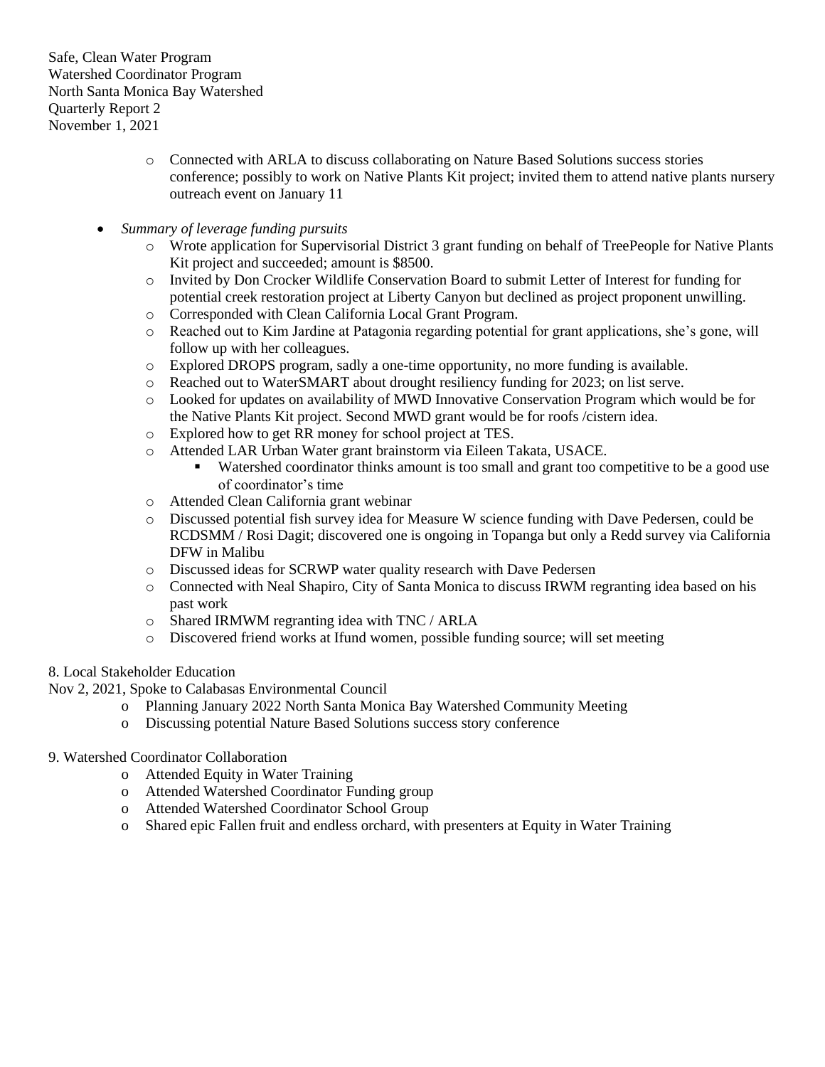Safe, Clean Water Program
Watershed Coordinator Program
North Santa Monica Bay Watershed
Quarterly Report 2
November 1, 2021

  - Connected with ARLA to discuss collaborating on Nature Based Solutions success stories conference; possibly to work on Native Plants Kit project; invited them to attend native plants nursery outreach event on January 11

- *Summary of leverage funding pursuits*
  - Wrote application for Supervisorial District 3 grant funding on behalf of TreePeople for Native Plants Kit project and succeeded; amount is $8500.
  - Invited by Don Crocker Wildlife Conservation Board to submit Letter of Interest for funding for potential creek restoration project at Liberty Canyon but declined as project proponent unwilling.
  - Corresponded with Clean California Local Grant Program.
  - Reached out to Kim Jardine at Patagonia regarding potential for grant applications, she's gone, will follow up with her colleagues.
  - Explored DROPS program, sadly a one-time opportunity, no more funding is available.
  - Reached out to WaterSMART about drought resiliency funding for 2023; on list serve.
  - Looked for updates on availability of MWD Innovative Conservation Program which would be for the Native Plants Kit project. Second MWD grant would be for roofs /cistern idea.
  - Explored how to get RR money for school project at TES.
  - Attended LAR Urban Water grant brainstorm via Eileen Takata, USACE.
    - Watershed coordinator thinks amount is too small and grant too competitive to be a good use of coordinator's time
  - Attended Clean California grant webinar
  - Discussed potential fish survey idea for Measure W science funding with Dave Pedersen, could be RCDSMM / Rosi Dagit; discovered one is ongoing in Topanga but only a Redd survey via California DFW in Malibu
  - Discussed ideas for SCRWP water quality research with Dave Pedersen
  - Connected with Neal Shapiro, City of Santa Monica to discuss IRWM regranting idea based on his past work
  - Shared IRMWM regranting idea with TNC / ARLA
  - Discovered friend works at Ifund women, possible funding source; will set meeting

8. Local Stakeholder Education

Nov 2, 2021, Spoke to Calabasas Environmental Council

- Planning January 2022 North Santa Monica Bay Watershed Community Meeting
- Discussing potential Nature Based Solutions success story conference

9. Watershed Coordinator Collaboration

- Attended Equity in Water Training
- Attended Watershed Coordinator Funding group
- Attended Watershed Coordinator School Group
- Shared epic Fallen fruit and endless orchard, with presenters at Equity in Water Training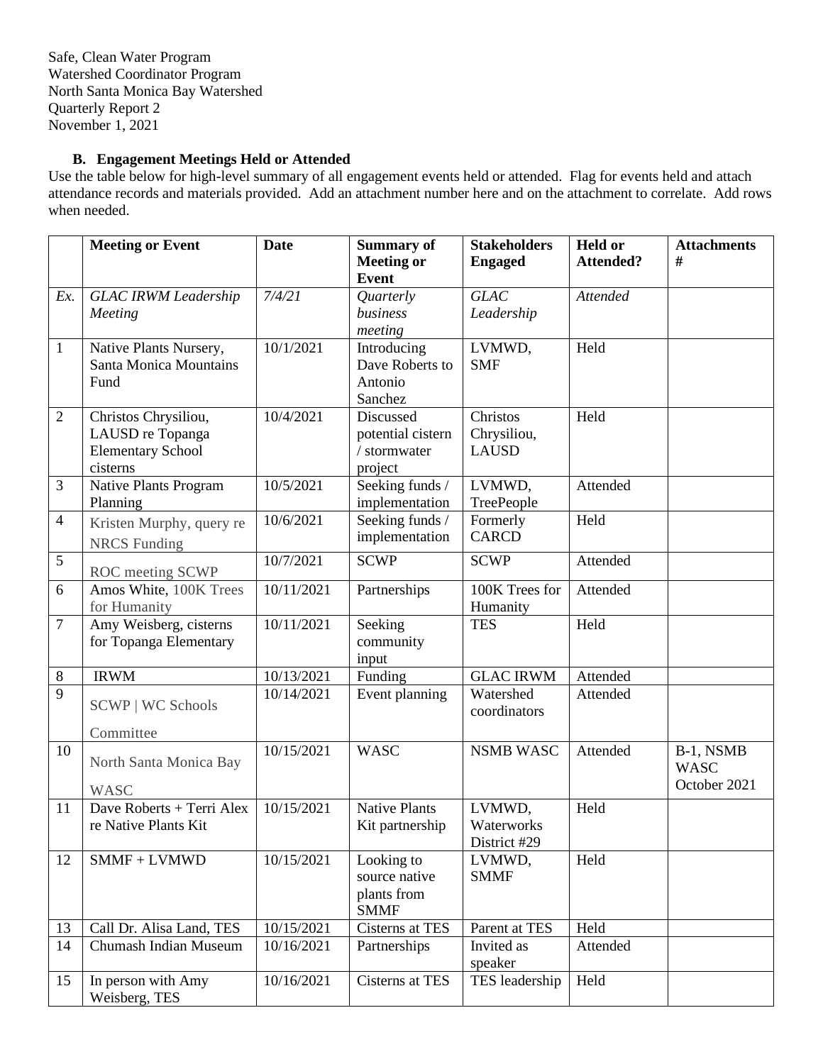Safe, Clean Water Program
Watershed Coordinator Program
North Santa Monica Bay Watershed
Quarterly Report 2
November 1, 2021

### B. Engagement Meetings Held or Attended

Use the table below for high-level summary of all engagement events held or attended. Flag for events held and attach attendance records and materials provided. Add an attachment number here and on the attachment to correlate. Add rows when needed.

| | Meeting or Event | Date | Summary of Meeting or Event | Stakeholders Engaged | Held or Attended? | Attachments # |
|---|---|---|---|---|---|---|
| *Ex.* | *GLAC IRWM Leadership Meeting* | *7/4/21* | *Quarterly business meeting* | *GLAC Leadership* | *Attended* | |
| 1 | Native Plants Nursery, Santa Monica Mountains Fund | 10/1/2021 | Introducing Dave Roberts to Antonio Sanchez | LVMWD, SMF | Held | |
| 2 | Christos Chrysiliou, LAUSD re Topanga Elementary School cisterns | 10/4/2021 | Discussed potential cistern / stormwater project | Christos Chrysiliou, LAUSD | Held | |
| 3 | Native Plants Program Planning | 10/5/2021 | Seeking funds / implementation | LVMWD, TreePeople | Attended | |
| 4 | Kristen Murphy, query re NRCS Funding | 10/6/2021 | Seeking funds / implementation | Formerly CARCD | Held | |
| 5 | ROC meeting SCWP | 10/7/2021 | SCWP | SCWP | Attended | |
| 6 | Amos White, 100K Trees for Humanity | 10/11/2021 | Partnerships | 100K Trees for Humanity | Attended | |
| 7 | Amy Weisberg, cisterns for Topanga Elementary | 10/11/2021 | Seeking community input | TES | Held | |
| 8 | IRWM | 10/13/2021 | Funding | GLAC IRWM | Attended | |
| 9 | SCWP \| WC Schools Committee | 10/14/2021 | Event planning | Watershed coordinators | Attended | |
| 10 | North Santa Monica Bay WASC | 10/15/2021 | WASC | NSMB WASC | Attended | B-1, NSMB WASC October 2021 |
| 11 | Dave Roberts + Terri Alex re Native Plants Kit | 10/15/2021 | Native Plants Kit partnership | LVMWD, Waterworks District #29 | Held | |
| 12 | SMMF + LVMWD | 10/15/2021 | Looking to source native plants from SMMF | LVMWD, SMMF | Held | |
| 13 | Call Dr. Alisa Land, TES | 10/15/2021 | Cisterns at TES | Parent at TES | Held | |
| 14 | Chumash Indian Museum | 10/16/2021 | Partnerships | Invited as speaker | Attended | |
| 15 | In person with Amy Weisberg, TES | 10/16/2021 | Cisterns at TES | TES leadership | Held | |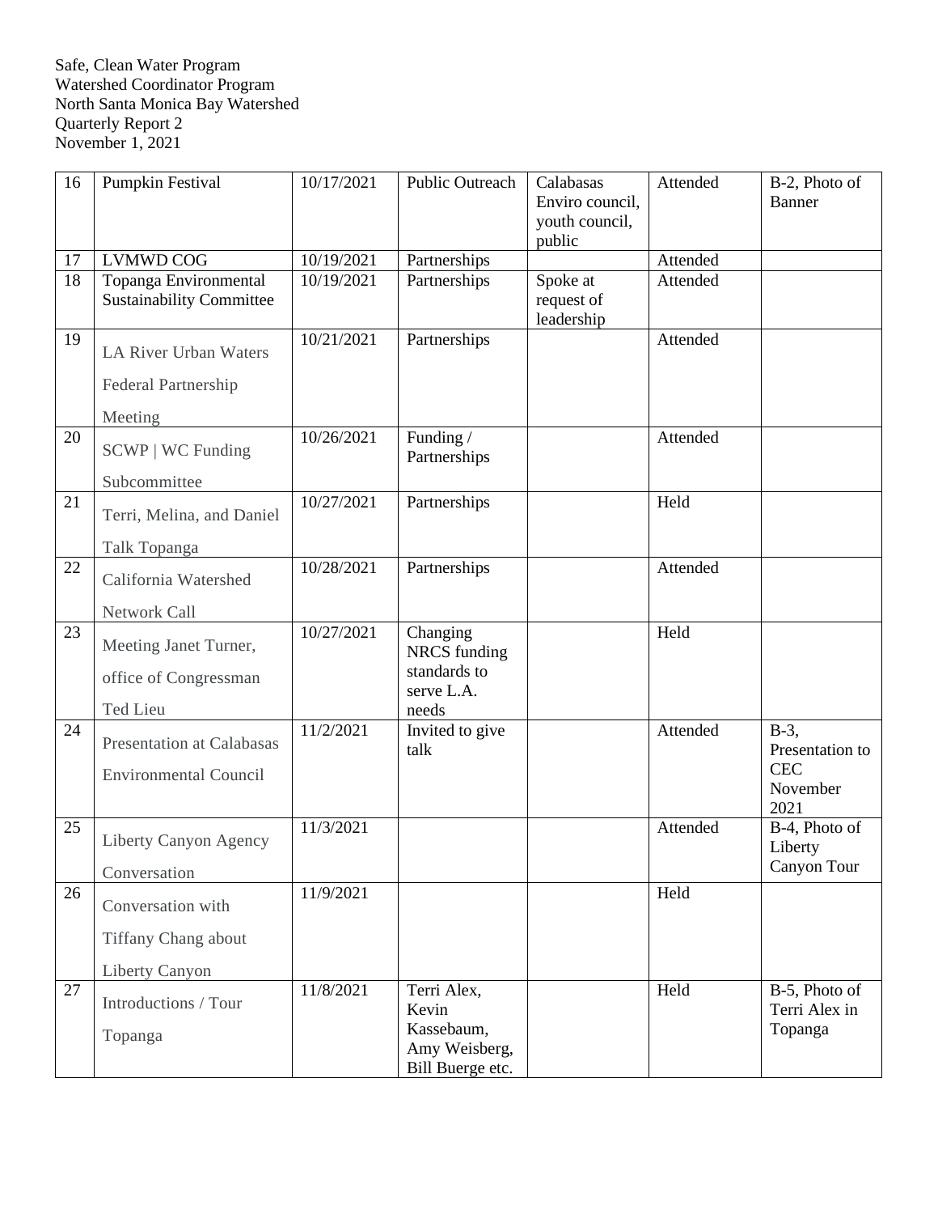Safe, Clean Water Program
Watershed Coordinator Program
North Santa Monica Bay Watershed
Quarterly Report 2
November 1, 2021

| 16 | Pumpkin Festival | 10/17/2021 | Public Outreach | Calabasas Enviro council, youth council, public | Attended | B-2, Photo of Banner |
|---|---|---|---|---|---|---|
| 17 | LVMWD COG | 10/19/2021 | Partnerships | | Attended | |
| 18 | Topanga Environmental Sustainability Committee | 10/19/2021 | Partnerships | Spoke at request of leadership | Attended | |
| 19 | LA River Urban Waters Federal Partnership Meeting | 10/21/2021 | Partnerships | | Attended | |
| 20 | SCWP \| WC Funding Subcommittee | 10/26/2021 | Funding / Partnerships | | Attended | |
| 21 | Terri, Melina, and Daniel Talk Topanga | 10/27/2021 | Partnerships | | Held | |
| 22 | California Watershed Network Call | 10/28/2021 | Partnerships | | Attended | |
| 23 | Meeting Janet Turner, office of Congressman Ted Lieu | 10/27/2021 | Changing NRCS funding standards to serve L.A. needs | | Held | |
| 24 | Presentation at Calabasas Environmental Council | 11/2/2021 | Invited to give talk | | Attended | B-3, Presentation to CEC November 2021 |
| 25 | Liberty Canyon Agency Conversation | 11/3/2021 | | | Attended | B-4, Photo of Liberty Canyon Tour |
| 26 | Conversation with Tiffany Chang about Liberty Canyon | 11/9/2021 | | | Held | |
| 27 | Introductions / Tour Topanga | 11/8/2021 | Terri Alex, Kevin Kassebaum, Amy Weisberg, Bill Buerge etc. | | Held | B-5, Photo of Terri Alex in Topanga |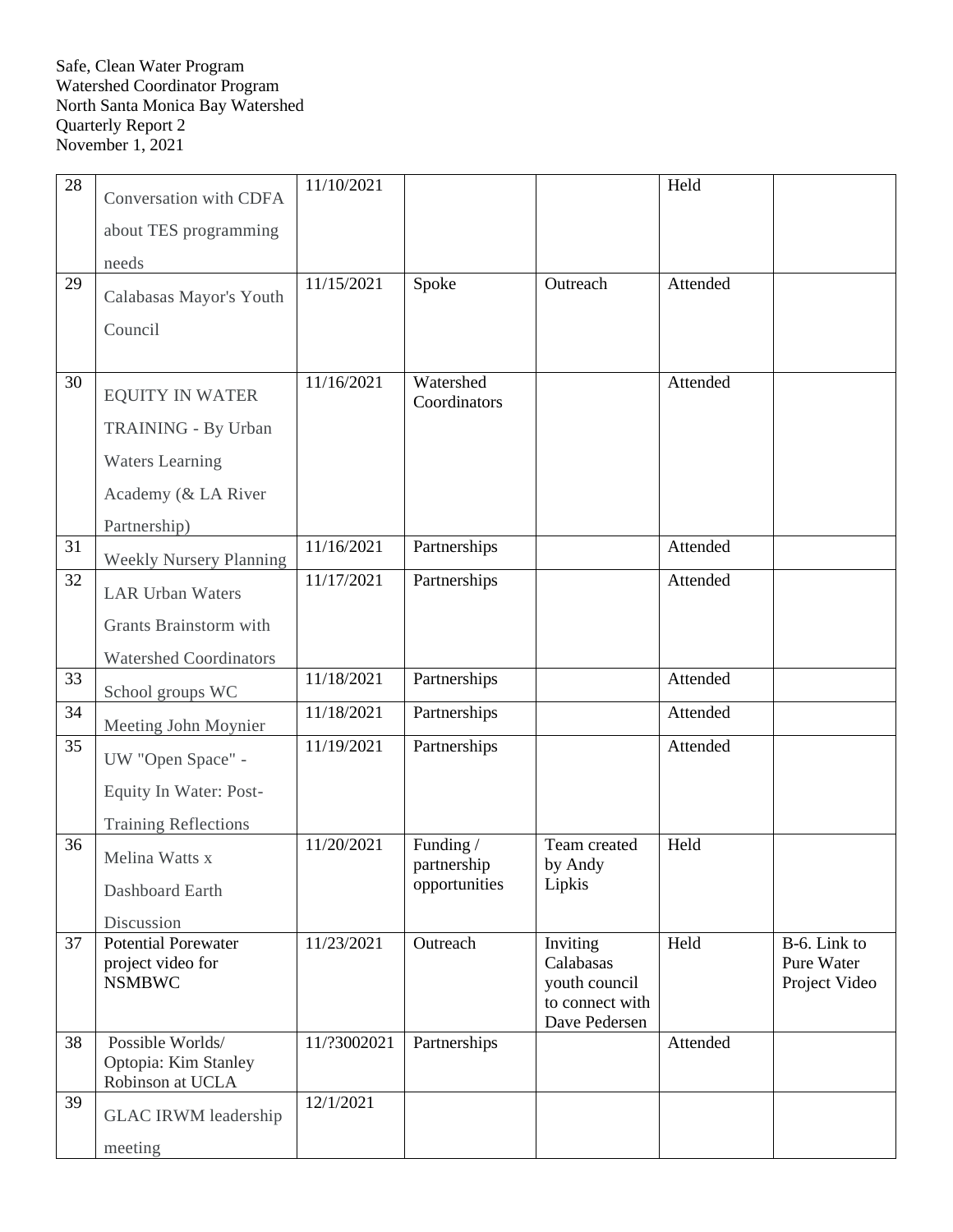Safe, Clean Water Program
Watershed Coordinator Program
North Santa Monica Bay Watershed
Quarterly Report 2
November 1, 2021

| | | | | | | |
|---|---|---|---|---|---|---|
| 28 | Conversation with CDFA about TES programming needs | 11/10/2021 | | | Held | |
| 29 | Calabasas Mayor's Youth Council | 11/15/2021 | Spoke | Outreach | Attended | |
| 30 | EQUITY IN WATER TRAINING - By Urban Waters Learning Academy (& LA River Partnership) | 11/16/2021 | Watershed Coordinators | | Attended | |
| 31 | Weekly Nursery Planning | 11/16/2021 | Partnerships | | Attended | |
| 32 | LAR Urban Waters Grants Brainstorm with Watershed Coordinators | 11/17/2021 | Partnerships | | Attended | |
| 33 | School groups WC | 11/18/2021 | Partnerships | | Attended | |
| 34 | Meeting John Moynier | 11/18/2021 | Partnerships | | Attended | |
| 35 | UW "Open Space" - Equity In Water: Post-Training Reflections | 11/19/2021 | Partnerships | | Attended | |
| 36 | Melina Watts x Dashboard Earth Discussion | 11/20/2021 | Funding / partnership opportunities | Team created by Andy Lipkis | Held | |
| 37 | Potential Porewater project video for NSMBWC | 11/23/2021 | Outreach | Inviting Calabasas youth council to connect with Dave Pedersen | Held | B-6. Link to Pure Water Project Video |
| 38 | Possible Worlds/ Optopia: Kim Stanley Robinson at UCLA | 11/?3002021 | Partnerships | | Attended | |
| 39 | GLAC IRWM leadership meeting | 12/1/2021 | | | | |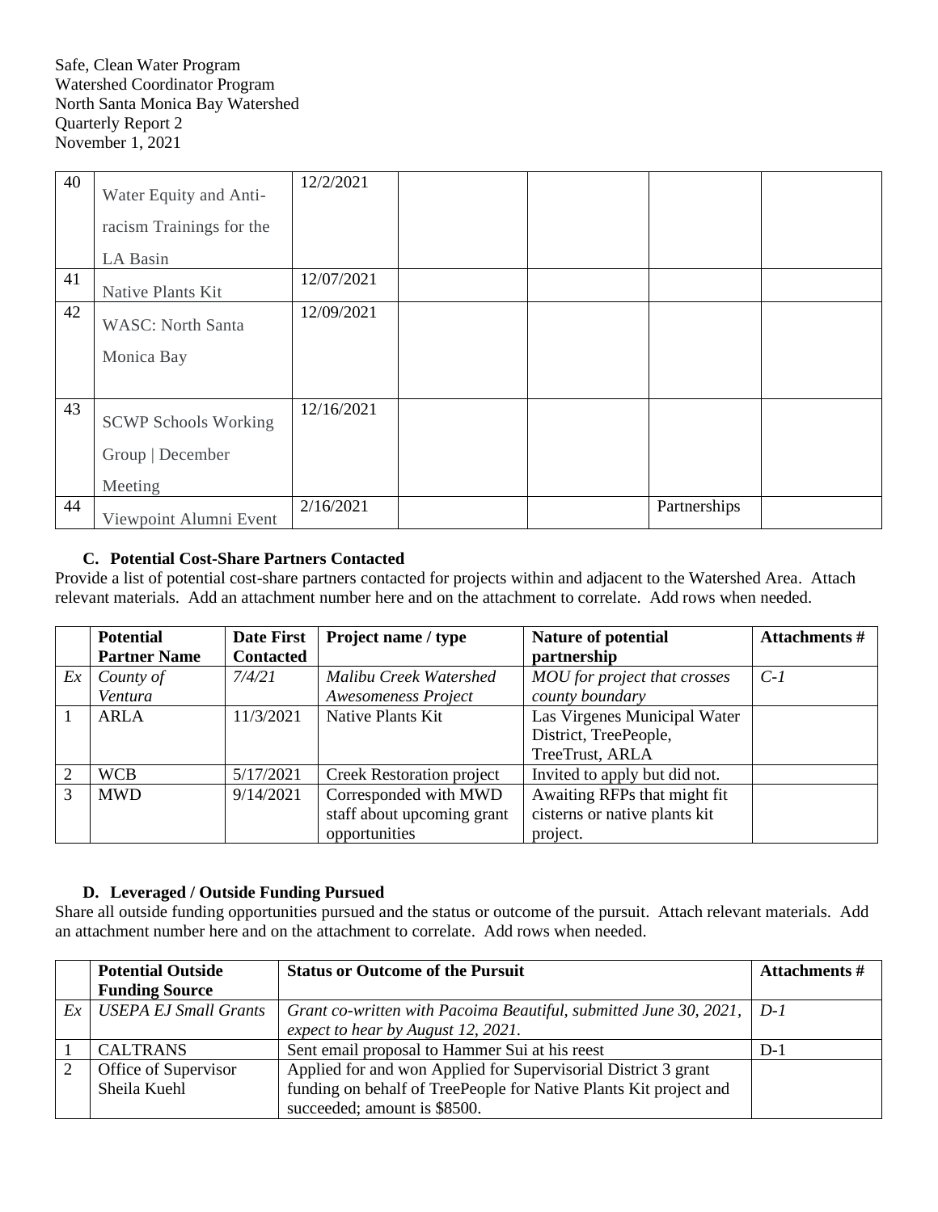Safe, Clean Water Program
Watershed Coordinator Program
North Santa Monica Bay Watershed
Quarterly Report 2
November 1, 2021

| | | | | | | |
|---|---|---|---|---|---|---|
| 40 | Water Equity and Anti-racism Trainings for the LA Basin | 12/2/2021 | | | | |
| 41 | Native Plants Kit | 12/07/2021 | | | | |
| 42 | WASC: North Santa Monica Bay | 12/09/2021 | | | | |
| 43 | SCWP Schools Working Group \| December Meeting | 12/16/2021 | | | | |
| 44 | Viewpoint Alumni Event | 2/16/2021 | | | Partnerships | |

### C. Potential Cost-Share Partners Contacted

Provide a list of potential cost-share partners contacted for projects within and adjacent to the Watershed Area. Attach relevant materials. Add an attachment number here and on the attachment to correlate. Add rows when needed.

| | Potential Partner Name | Date First Contacted | Project name / type | Nature of potential partnership | Attachments # |
|---|---|---|---|---|---|
| *Ex* | *County of Ventura* | *7/4/21* | *Malibu Creek Watershed Awesomeness Project* | *MOU for project that crosses county boundary* | *C-1* |
| 1 | ARLA | 11/3/2021 | Native Plants Kit | Las Virgenes Municipal Water District, TreePeople, TreeTrust, ARLA | |
| 2 | WCB | 5/17/2021 | Creek Restoration project | Invited to apply but did not. | |
| 3 | MWD | 9/14/2021 | Corresponded with MWD staff about upcoming grant opportunities | Awaiting RFPs that might fit cisterns or native plants kit project. | |

### D. Leveraged / Outside Funding Pursued

Share all outside funding opportunities pursued and the status or outcome of the pursuit. Attach relevant materials. Add an attachment number here and on the attachment to correlate. Add rows when needed.

| | Potential Outside Funding Source | Status or Outcome of the Pursuit | Attachments # |
|---|---|---|---|
| *Ex* | *USEPA EJ Small Grants* | *Grant co-written with Pacoima Beautiful, submitted June 30, 2021, expect to hear by August 12, 2021.* | *D-1* |
| 1 | CALTRANS | Sent email proposal to Hammer Sui at his reest | D-1 |
| 2 | Office of Supervisor Sheila Kuehl | Applied for and won Applied for Supervisorial District 3 grant funding on behalf of TreePeople for Native Plants Kit project and succeeded; amount is $8500. | |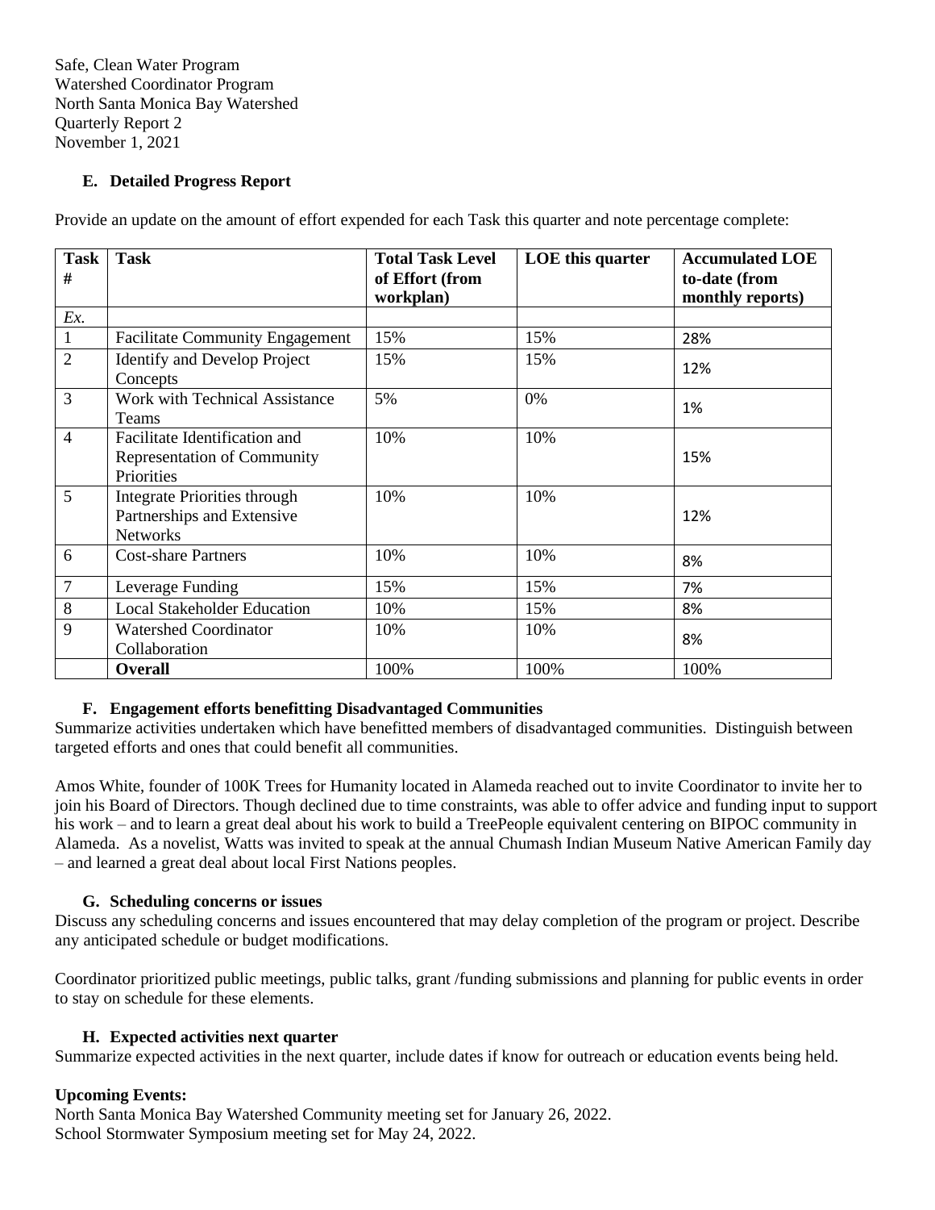Safe, Clean Water Program
Watershed Coordinator Program
North Santa Monica Bay Watershed
Quarterly Report 2
November 1, 2021

### E. Detailed Progress Report

Provide an update on the amount of effort expended for each Task this quarter and note percentage complete:

| Task # | Task | Total Task Level of Effort (from workplan) | LOE this quarter | Accumulated LOE to-date (from monthly reports) |
|---|---|---|---|---|
| *Ex.* | | | | |
| 1 | Facilitate Community Engagement | 15% | 15% | 28% |
| 2 | Identify and Develop Project Concepts | 15% | 15% | 12% |
| 3 | Work with Technical Assistance Teams | 5% | 0% | 1% |
| 4 | Facilitate Identification and Representation of Community Priorities | 10% | 10% | 15% |
| 5 | Integrate Priorities through Partnerships and Extensive Networks | 10% | 10% | 12% |
| 6 | Cost-share Partners | 10% | 10% | 8% |
| 7 | Leverage Funding | 15% | 15% | 7% |
| 8 | Local Stakeholder Education | 10% | 15% | 8% |
| 9 | Watershed Coordinator Collaboration | 10% | 10% | 8% |
| | **Overall** | 100% | 100% | 100% |

### F. Engagement efforts benefitting Disadvantaged Communities

Summarize activities undertaken which have benefitted members of disadvantaged communities. Distinguish between targeted efforts and ones that could benefit all communities.

Amos White, founder of 100K Trees for Humanity located in Alameda reached out to invite Coordinator to invite her to join his Board of Directors. Though declined due to time constraints, was able to offer advice and funding input to support his work – and to learn a great deal about his work to build a TreePeople equivalent centering on BIPOC community in Alameda. As a novelist, Watts was invited to speak at the annual Chumash Indian Museum Native American Family day – and learned a great deal about local First Nations peoples.

### G. Scheduling concerns or issues

Discuss any scheduling concerns and issues encountered that may delay completion of the program or project. Describe any anticipated schedule or budget modifications.

Coordinator prioritized public meetings, public talks, grant /funding submissions and planning for public events in order to stay on schedule for these elements.

### H. Expected activities next quarter

Summarize expected activities in the next quarter, include dates if know for outreach or education events being held.

**Upcoming Events:**

North Santa Monica Bay Watershed Community meeting set for January 26, 2022.
School Stormwater Symposium meeting set for May 24, 2022.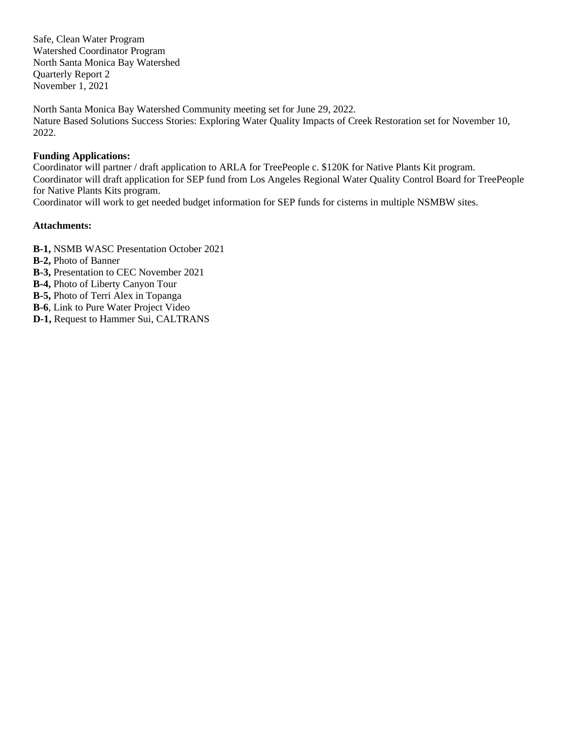Safe, Clean Water Program
Watershed Coordinator Program
North Santa Monica Bay Watershed
Quarterly Report 2
November 1, 2021

North Santa Monica Bay Watershed Community meeting set for June 29, 2022.
Nature Based Solutions Success Stories: Exploring Water Quality Impacts of Creek Restoration set for November 10, 2022.

**Funding Applications:**
Coordinator will partner / draft application to ARLA for TreePeople c. $120K for Native Plants Kit program.
Coordinator will draft application for SEP fund from Los Angeles Regional Water Quality Control Board for TreePeople for Native Plants Kits program.
Coordinator will work to get needed budget information for SEP funds for cisterns in multiple NSMBW sites.

**Attachments:**

**B-1,** NSMB WASC Presentation October 2021
**B-2,** Photo of Banner
**B-3,** Presentation to CEC November 2021
**B-4,** Photo of Liberty Canyon Tour
**B-5,** Photo of Terri Alex in Topanga
**B-6**, Link to Pure Water Project Video
**D-1,** Request to Hammer Sui, CALTRANS